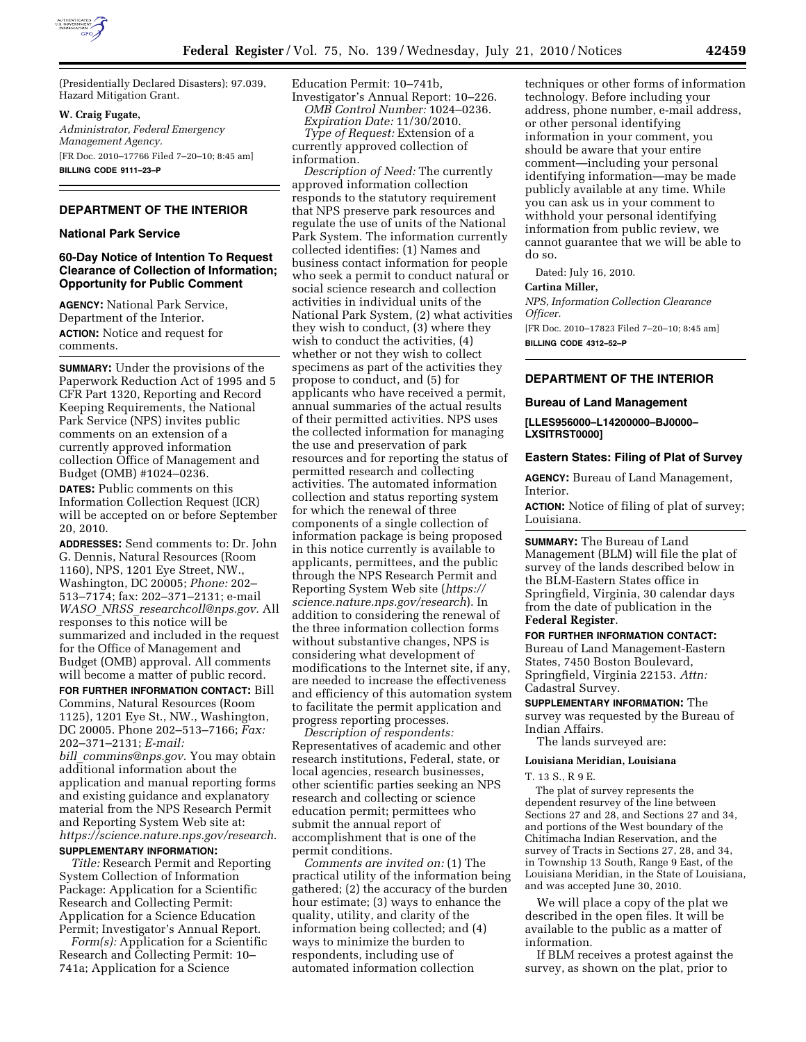(Presidentially Declared Disasters); 97.039, Hazard Mitigation Grant.

**W. Craig Fugate,**

*Administrator, Federal Emergency Management Agency.*

[FR Doc. 2010–17766 Filed 7–20–10; 8:45 am]

**BILLING CODE 9111–23–P**

## DEPARTMENT OF THE INTERIOR

### National Park Service

### 60-Day Notice of Intention To Request Clearance of Collection of Information; Opportunity for Public Comment

**AGENCY:** National Park Service, Department of the Interior.

**ACTION:** Notice and request for comments.

**SUMMARY:** Under the provisions of the Paperwork Reduction Act of 1995 and 5 CFR Part 1320, Reporting and Record Keeping Requirements, the National Park Service (NPS) invites public comments on an extension of a currently approved information collection Office of Management and Budget (OMB) #1024–0236.

**DATES:** Public comments on this Information Collection Request (ICR) will be accepted on or before September 20, 2010.

**ADDRESSES:** Send comments to: Dr. John G. Dennis, Natural Resources (Room 1160), NPS, 1201 Eye Street, NW., Washington, DC 20005; *Phone:* 202–513–7174; fax: 202–371–2131; e-mail *WASO_NRSS_researchcoll@nps.gov.* All responses to this notice will be summarized and included in the request for the Office of Management and Budget (OMB) approval. All comments will become a matter of public record.

**FOR FURTHER INFORMATION CONTACT:** Bill Commins, Natural Resources (Room 1125), 1201 Eye St., NW., Washington, DC 20005. Phone 202–513–7166; *Fax:* 202–371–2131; *E-mail: bill_commins@nps.gov.* You may obtain additional information about the application and manual reporting forms and existing guidance and explanatory material from the NPS Research Permit and Reporting System Web site at: *https://science.nature.nps.gov/research.*

**SUPPLEMENTARY INFORMATION:**

*Title:* Research Permit and Reporting System Collection of Information Package: Application for a Scientific Research and Collecting Permit: Application for a Science Education Permit; Investigator's Annual Report.

*Form(s):* Application for a Scientific Research and Collecting Permit: 10–741a; Application for a Science Education Permit: 10–741b, Investigator's Annual Report: 10–226.

*OMB Control Number:* 1024–0236.

*Expiration Date:* 11/30/2010.

*Type of Request:* Extension of a currently approved collection of information.

*Description of Need:* The currently approved information collection responds to the statutory requirement that NPS preserve park resources and regulate the use of units of the National Park System. The information currently collected identifies: (1) Names and business contact information for people who seek a permit to conduct natural or social science research and collection activities in individual units of the National Park System, (2) what activities they wish to conduct, (3) where they wish to conduct the activities, (4) whether or not they wish to collect specimens as part of the activities they propose to conduct, and (5) for applicants who have received a permit, annual summaries of the actual results of their permitted activities. NPS uses the collected information for managing the use and preservation of park resources and for reporting the status of permitted research and collecting activities. The automated information collection and status reporting system for which the renewal of three components of a single collection of information package is being proposed in this notice currently is available to applicants, permittees, and the public through the NPS Research Permit and Reporting System Web site (*https://science.nature.nps.gov/research*). In addition to considering the renewal of the three information collection forms without substantive changes, NPS is considering what development of modifications to the Internet site, if any, are needed to increase the effectiveness and efficiency of this automation system to facilitate the permit application and progress reporting processes.

*Description of respondents:* Representatives of academic and other research institutions, Federal, state, or local agencies, research businesses, other scientific parties seeking an NPS research and collecting or science education permit; permittees who submit the annual report of accomplishment that is one of the permit conditions.

*Comments are invited on:* (1) The practical utility of the information being gathered; (2) the accuracy of the burden hour estimate; (3) ways to enhance the quality, utility, and clarity of the information being collected; and (4) ways to minimize the burden to respondents, including use of automated information collection techniques or other forms of information technology. Before including your address, phone number, e-mail address, or other personal identifying information in your comment, you should be aware that your entire comment—including your personal identifying information—may be made publicly available at any time. While you can ask us in your comment to withhold your personal identifying information from public review, we cannot guarantee that we will be able to do so.

Dated: July 16, 2010.

**Cartina Miller,**

*NPS, Information Collection Clearance Officer.*

[FR Doc. 2010–17823 Filed 7–20–10; 8:45 am]

**BILLING CODE 4312–52–P**

## DEPARTMENT OF THE INTERIOR

### Bureau of Land Management

**[LLES956000–L14200000–BJ0000–LXSITRST0000]**

### Eastern States: Filing of Plat of Survey

**AGENCY:** Bureau of Land Management, Interior.

**ACTION:** Notice of filing of plat of survey; Louisiana.

**SUMMARY:** The Bureau of Land Management (BLM) will file the plat of survey of the lands described below in the BLM-Eastern States office in Springfield, Virginia, 30 calendar days from the date of publication in the **Federal Register**.

**FOR FURTHER INFORMATION CONTACT:** Bureau of Land Management-Eastern States, 7450 Boston Boulevard, Springfield, Virginia 22153. *Attn:* Cadastral Survey.

**SUPPLEMENTARY INFORMATION:** The survey was requested by the Bureau of Indian Affairs.

The lands surveyed are:

**Louisiana Meridian, Louisiana**

T. 13 S., R 9 E.

The plat of survey represents the dependent resurvey of the line between Sections 27 and 28, and Sections 27 and 34, and portions of the West boundary of the Chitimacha Indian Reservation, and the survey of Tracts in Sections 27, 28, and 34, in Township 13 South, Range 9 East, of the Louisiana Meridian, in the State of Louisiana, and was accepted June 30, 2010.

We will place a copy of the plat we described in the open files. It will be available to the public as a matter of information.

If BLM receives a protest against the survey, as shown on the plat, prior to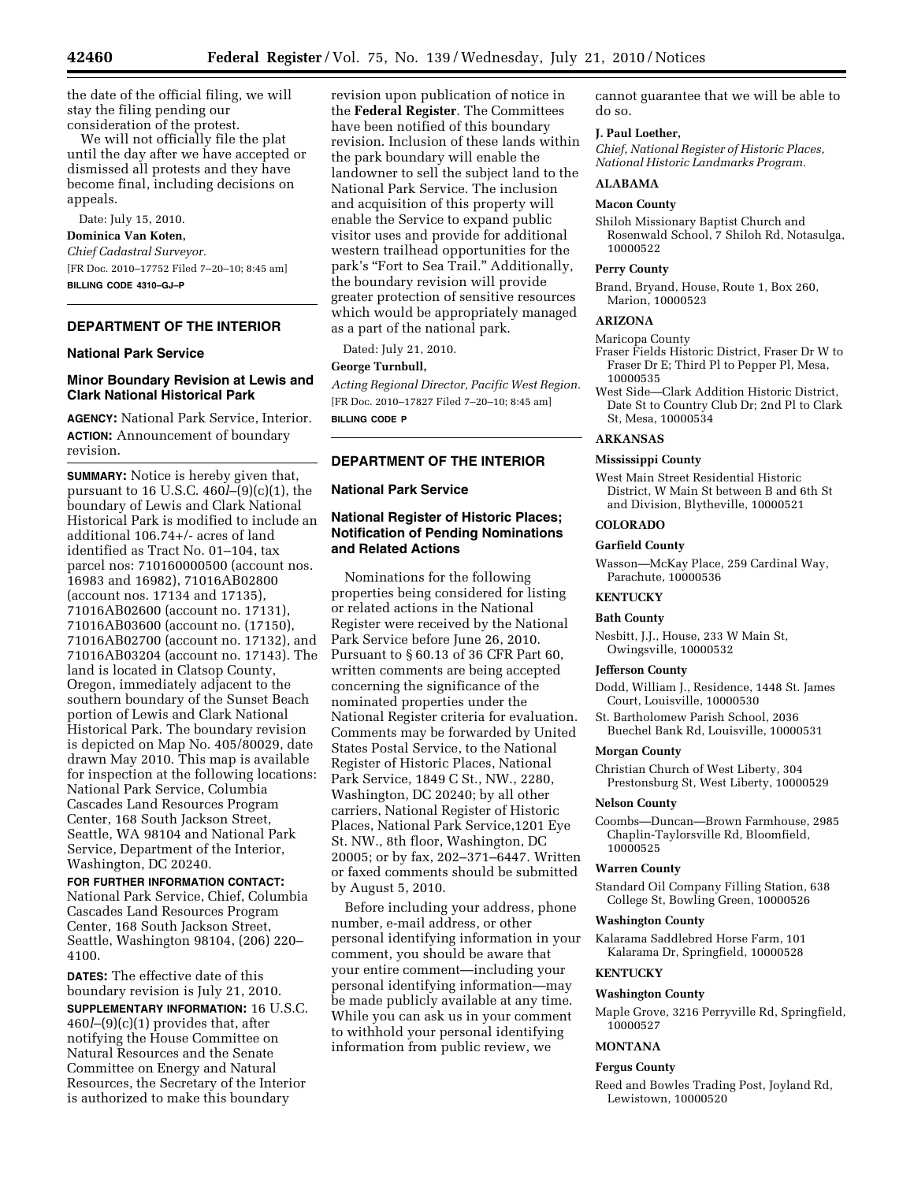the date of the official filing, we will stay the filing pending our consideration of the protest.

We will not officially file the plat until the day after we have accepted or dismissed all protests and they have become final, including decisions on appeals.

Date: July 15, 2010.

**Dominica Van Koten,**

*Chief Cadastral Surveyor.*

[FR Doc. 2010–17752 Filed 7–20–10; 8:45 am]

**BILLING CODE 4310–GJ–P**

## DEPARTMENT OF THE INTERIOR

### National Park Service

### Minor Boundary Revision at Lewis and Clark National Historical Park

**AGENCY:** National Park Service, Interior.

**ACTION:** Announcement of boundary revision.

**SUMMARY:** Notice is hereby given that, pursuant to 16 U.S.C. 460*l*–(9)(c)(1), the boundary of Lewis and Clark National Historical Park is modified to include an additional 106.74+/- acres of land identified as Tract No. 01–104, tax parcel nos: 710160000500 (account nos. 16983 and 16982), 71016AB02800 (account nos. 17134 and 17135), 71016AB02600 (account no. 17131), 71016AB03600 (account no. (17150), 71016AB02700 (account no. 17132), and 71016AB03204 (account no. 17143). The land is located in Clatsop County, Oregon, immediately adjacent to the southern boundary of the Sunset Beach portion of Lewis and Clark National Historical Park. The boundary revision is depicted on Map No. 405/80029, date drawn May 2010. This map is available for inspection at the following locations: National Park Service, Columbia Cascades Land Resources Program Center, 168 South Jackson Street, Seattle, WA 98104 and National Park Service, Department of the Interior, Washington, DC 20240.

**FOR FURTHER INFORMATION CONTACT:** National Park Service, Chief, Columbia Cascades Land Resources Program Center, 168 South Jackson Street, Seattle, Washington 98104, (206) 220–4100.

**DATES:** The effective date of this boundary revision is July 21, 2010.

**SUPPLEMENTARY INFORMATION:** 16 U.S.C. 460*l*–(9)(c)(1) provides that, after notifying the House Committee on Natural Resources and the Senate Committee on Energy and Natural Resources, the Secretary of the Interior is authorized to make this boundary revision upon publication of notice in the **Federal Register**. The Committees have been notified of this boundary revision. Inclusion of these lands within the park boundary will enable the landowner to sell the subject land to the National Park Service. The inclusion and acquisition of this property will enable the Service to expand public visitor uses and provide for additional western trailhead opportunities for the park's "Fort to Sea Trail." Additionally, the boundary revision will provide greater protection of sensitive resources which would be appropriately managed as a part of the national park.

Dated: July 21, 2010.

**George Turnbull,**

*Acting Regional Director, Pacific West Region.*

[FR Doc. 2010–17827 Filed 7–20–10; 8:45 am]

**BILLING CODE P**

## DEPARTMENT OF THE INTERIOR

### National Park Service

### National Register of Historic Places; Notification of Pending Nominations and Related Actions

Nominations for the following properties being considered for listing or related actions in the National Register were received by the National Park Service before June 26, 2010. Pursuant to § 60.13 of 36 CFR Part 60, written comments are being accepted concerning the significance of the nominated properties under the National Register criteria for evaluation. Comments may be forwarded by United States Postal Service, to the National Register of Historic Places, National Park Service, 1849 C St., NW., 2280, Washington, DC 20240; by all other carriers, National Register of Historic Places, National Park Service,1201 Eye St. NW., 8th floor, Washington, DC 20005; or by fax, 202–371–6447. Written or faxed comments should be submitted by August 5, 2010.

Before including your address, phone number, e-mail address, or other personal identifying information in your comment, you should be aware that your entire comment—including your personal identifying information—may be made publicly available at any time. While you can ask us in your comment to withhold your personal identifying information from public review, we cannot guarantee that we will be able to do so.

**J. Paul Loether,**

*Chief, National Register of Historic Places, National Historic Landmarks Program.*

**ALABAMA**

**Macon County**

Shiloh Missionary Baptist Church and Rosenwald School, 7 Shiloh Rd, Notasulga, 10000522

**Perry County**

Brand, Bryand, House, Route 1, Box 260, Marion, 10000523

**ARIZONA**

Maricopa County

Fraser Fields Historic District, Fraser Dr W to Fraser Dr E; Third Pl to Pepper Pl, Mesa, 10000535

West Side—Clark Addition Historic District, Date St to Country Club Dr; 2nd Pl to Clark St, Mesa, 10000534

**ARKANSAS**

**Mississippi County**

West Main Street Residential Historic District, W Main St between B and 6th St and Division, Blytheville, 10000521

**COLORADO**

**Garfield County**

Wasson—McKay Place, 259 Cardinal Way, Parachute, 10000536

**KENTUCKY**

**Bath County**

Nesbitt, J.J., House, 233 W Main St, Owingsville, 10000532

**Jefferson County**

Dodd, William J., Residence, 1448 St. James Court, Louisville, 10000530

St. Bartholomew Parish School, 2036 Buechel Bank Rd, Louisville, 10000531

**Morgan County**

Christian Church of West Liberty, 304 Prestonsburg St, West Liberty, 10000529

**Nelson County**

Coombs—Duncan—Brown Farmhouse, 2985 Chaplin-Taylorsville Rd, Bloomfield, 10000525

**Warren County**

Standard Oil Company Filling Station, 638 College St, Bowling Green, 10000526

**Washington County**

Kalarama Saddlebred Horse Farm, 101 Kalarama Dr, Springfield, 10000528

**KENTUCKY**

**Washington County**

Maple Grove, 3216 Perryville Rd, Springfield, 10000527

**MONTANA**

**Fergus County**

Reed and Bowles Trading Post, Joyland Rd, Lewistown, 10000520